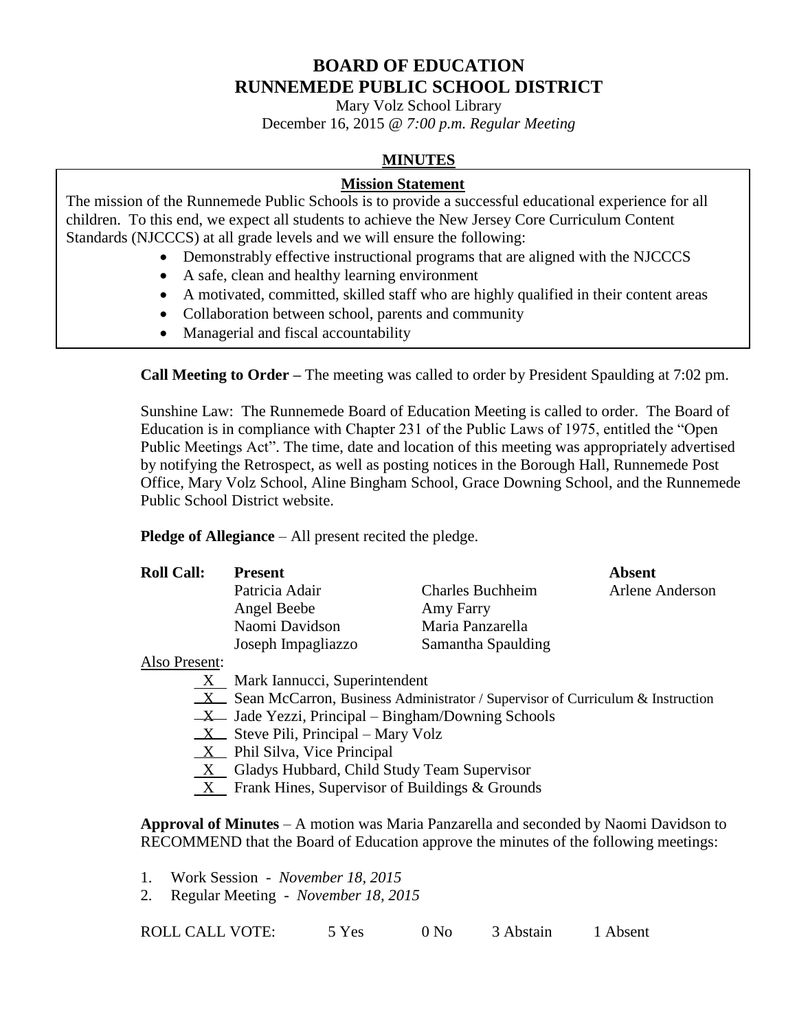# BOARD OF EDUCATION
# RUNNEMEDE PUBLIC SCHOOL DISTRICT

Mary Volz School Library
December 16, 2015 @ *7:00 p.m. Regular Meeting*

## MINUTES

### Mission Statement

The mission of the Runnemede Public Schools is to provide a successful educational experience for all children. To this end, we expect all students to achieve the New Jersey Core Curriculum Content Standards (NJCCCS) at all grade levels and we will ensure the following:

- Demonstrably effective instructional programs that are aligned with the NJCCCS
- A safe, clean and healthy learning environment
- A motivated, committed, skilled staff who are highly qualified in their content areas
- Collaboration between school, parents and community
- Managerial and fiscal accountability

**Call Meeting to Order –** The meeting was called to order by President Spaulding at 7:02 pm.

Sunshine Law: The Runnemede Board of Education Meeting is called to order. The Board of Education is in compliance with Chapter 231 of the Public Laws of 1975, entitled the "Open Public Meetings Act". The time, date and location of this meeting was appropriately advertised by notifying the Retrospect, as well as posting notices in the Borough Hall, Runnemede Post Office, Mary Volz School, Aline Bingham School, Grace Downing School, and the Runnemede Public School District website.

**Pledge of Allegiance** – All present recited the pledge.

| **Roll Call:** | **Present** | | **Absent** |
|---|---|---|---|
| | Patricia Adair | Charles Buchheim | Arlene Anderson |
| | Angel Beebe | Amy Farry | |
| | Naomi Davidson | Maria Panzarella | |
| | Joseph Impagliazzo | Samantha Spaulding | |

Also Present:

- X Mark Iannucci, Superintendent
- X Sean McCarron, Business Administrator / Supervisor of Curriculum & Instruction
- X Jade Yezzi, Principal – Bingham/Downing Schools
- X Steve Pili, Principal – Mary Volz
- X Phil Silva, Vice Principal
- X Gladys Hubbard, Child Study Team Supervisor
- X Frank Hines, Supervisor of Buildings & Grounds

**Approval of Minutes** – A motion was Maria Panzarella and seconded by Naomi Davidson to RECOMMEND that the Board of Education approve the minutes of the following meetings:

1. Work Session - *November 18, 2015*
2. Regular Meeting - *November 18, 2015*

ROLL CALL VOTE: 5 Yes 0 No 3 Abstain 1 Absent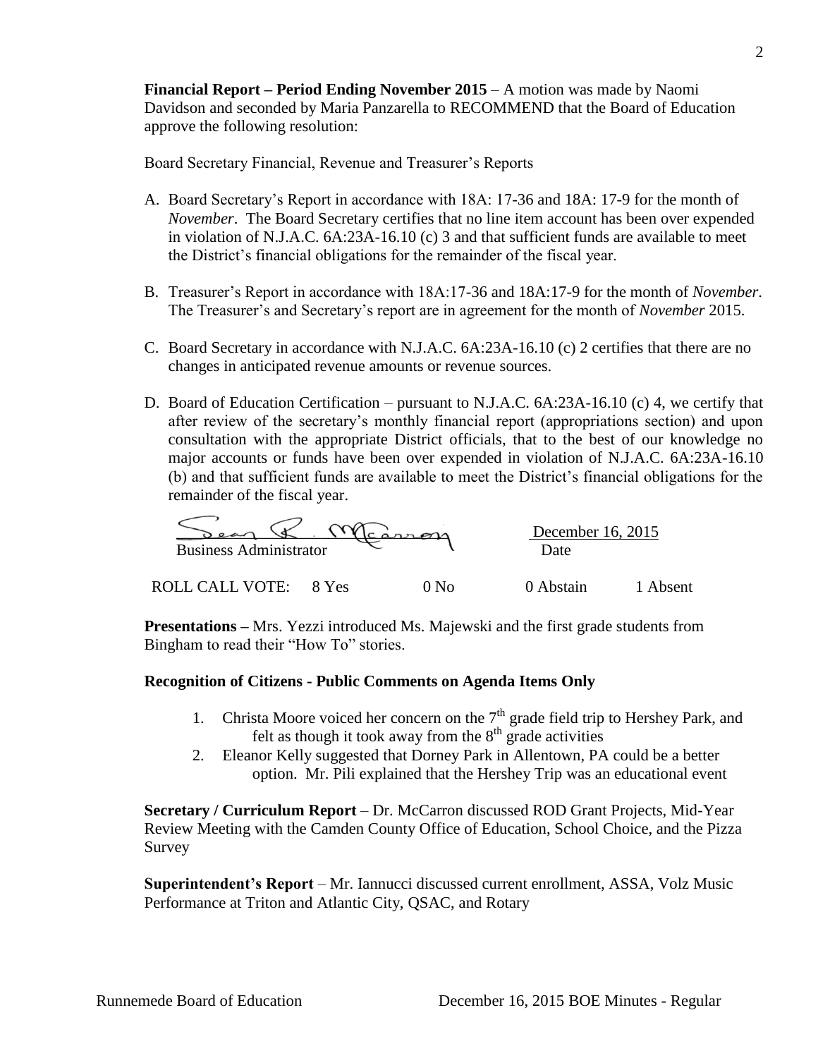**Financial Report – Period Ending November 2015** – A motion was made by Naomi Davidson and seconded by Maria Panzarella to RECOMMEND that the Board of Education approve the following resolution:

Board Secretary Financial, Revenue and Treasurer's Reports

A. Board Secretary's Report in accordance with 18A: 17-36 and 18A: 17-9 for the month of *November*. The Board Secretary certifies that no line item account has been over expended in violation of N.J.A.C. 6A:23A-16.10 (c) 3 and that sufficient funds are available to meet the District's financial obligations for the remainder of the fiscal year.

B. Treasurer's Report in accordance with 18A:17-36 and 18A:17-9 for the month of *November*. The Treasurer's and Secretary's report are in agreement for the month of *November* 2015.

C. Board Secretary in accordance with N.J.A.C. 6A:23A-16.10 (c) 2 certifies that there are no changes in anticipated revenue amounts or revenue sources.

D. Board of Education Certification – pursuant to N.J.A.C. 6A:23A-16.10 (c) 4, we certify that after review of the secretary's monthly financial report (appropriations section) and upon consultation with the appropriate District officials, that to the best of our knowledge no major accounts or funds have been over expended in violation of N.J.A.C. 6A:23A-16.10 (b) and that sufficient funds are available to meet the District's financial obligations for the remainder of the fiscal year.

Sean R. McCarron
Business Administrator

December 16, 2015
Date

ROLL CALL VOTE: 8 Yes 0 No 0 Abstain 1 Absent

**Presentations –** Mrs. Yezzi introduced Ms. Majewski and the first grade students from Bingham to read their "How To" stories.

**Recognition of Citizens - Public Comments on Agenda Items Only**

1. Christa Moore voiced her concern on the 7th grade field trip to Hershey Park, and felt as though it took away from the 8th grade activities
2. Eleanor Kelly suggested that Dorney Park in Allentown, PA could be a better option. Mr. Pili explained that the Hershey Trip was an educational event

**Secretary / Curriculum Report** – Dr. McCarron discussed ROD Grant Projects, Mid-Year Review Meeting with the Camden County Office of Education, School Choice, and the Pizza Survey

**Superintendent's Report** – Mr. Iannucci discussed current enrollment, ASSA, Volz Music Performance at Triton and Atlantic City, QSAC, and Rotary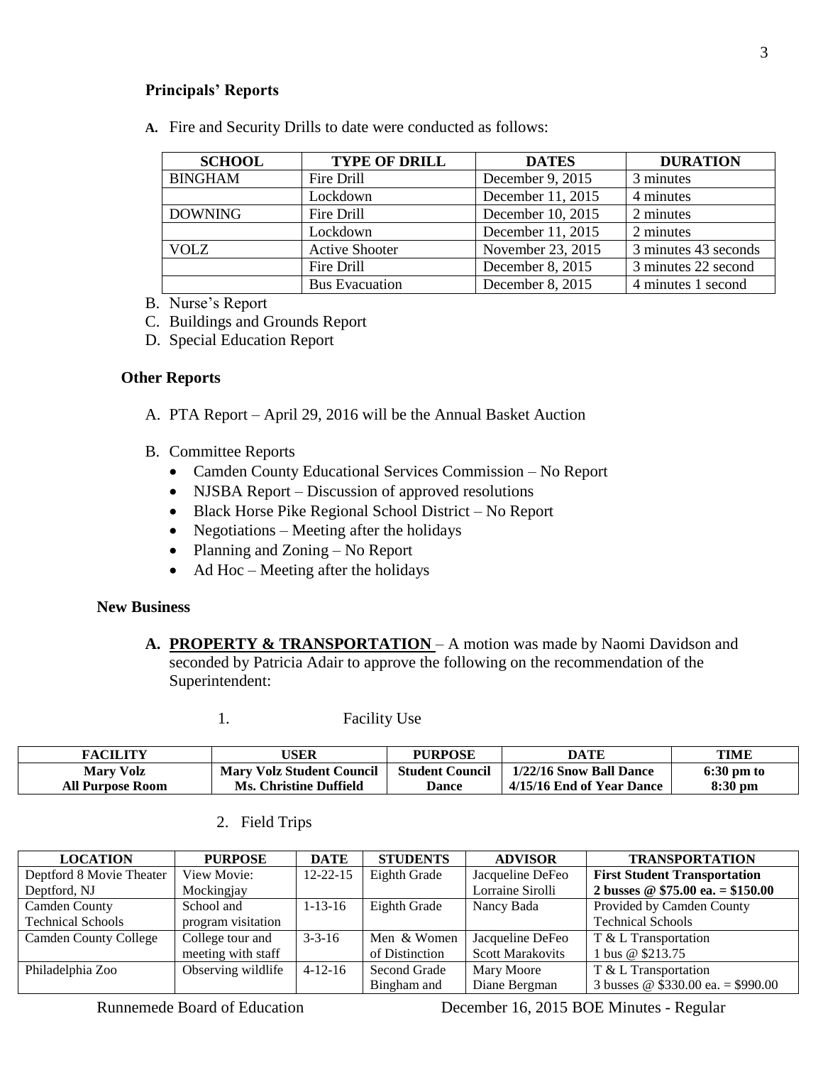### Principals' Reports

**A.** Fire and Security Drills to date were conducted as follows:

| SCHOOL | TYPE OF DRILL | DATES | DURATION |
|---|---|---|---|
| BINGHAM | Fire Drill | December 9, 2015 | 3 minutes |
| | Lockdown | December 11, 2015 | 4 minutes |
| DOWNING | Fire Drill | December 10, 2015 | 2 minutes |
| | Lockdown | December 11, 2015 | 2 minutes |
| VOLZ | Active Shooter | November 23, 2015 | 3 minutes 43 seconds |
| | Fire Drill | December 8, 2015 | 3 minutes 22 second |
| | Bus Evacuation | December 8, 2015 | 4 minutes 1 second |

B. Nurse's Report
C. Buildings and Grounds Report
D. Special Education Report

### Other Reports

A. PTA Report – April 29, 2016 will be the Annual Basket Auction

B. Committee Reports
- Camden County Educational Services Commission – No Report
- NJSBA Report – Discussion of approved resolutions
- Black Horse Pike Regional School District – No Report
- Negotiations – Meeting after the holidays
- Planning and Zoning – No Report
- Ad Hoc – Meeting after the holidays

### New Business

**A. PROPERTY & TRANSPORTATION** – A motion was made by Naomi Davidson and seconded by Patricia Adair to approve the following on the recommendation of the Superintendent:

1. Facility Use

| FACILITY | USER | PURPOSE | DATE | TIME |
|---|---|---|---|---|
| **Mary Volz All Purpose Room** | **Mary Volz Student Council Ms. Christine Duffield** | **Student Council Dance** | **1/22/16 Snow Ball Dance 4/15/16 End of Year Dance** | **6:30 pm to 8:30 pm** |

2. Field Trips

| LOCATION | PURPOSE | DATE | STUDENTS | ADVISOR | TRANSPORTATION |
|---|---|---|---|---|---|
| Deptford 8 Movie Theater Deptford, NJ | View Movie: Mockingjay | 12-22-15 | Eighth Grade | Jacqueline DeFeo Lorraine Sirolli | **First Student Transportation 2 busses @ $75.00 ea. = $150.00** |
| Camden County Technical Schools | School and program visitation | 1-13-16 | Eighth Grade | Nancy Bada | Provided by Camden County Technical Schools |
| Camden County College | College tour and meeting with staff | 3-3-16 | Men & Women of Distinction | Jacqueline DeFeo Scott Marakovits | T & L Transportation 1 bus @ $213.75 |
| Philadelphia Zoo | Observing wildlife | 4-12-16 | Second Grade Bingham and | Mary Moore Diane Bergman | T & L Transportation 3 busses @ $330.00 ea. = $990.00 |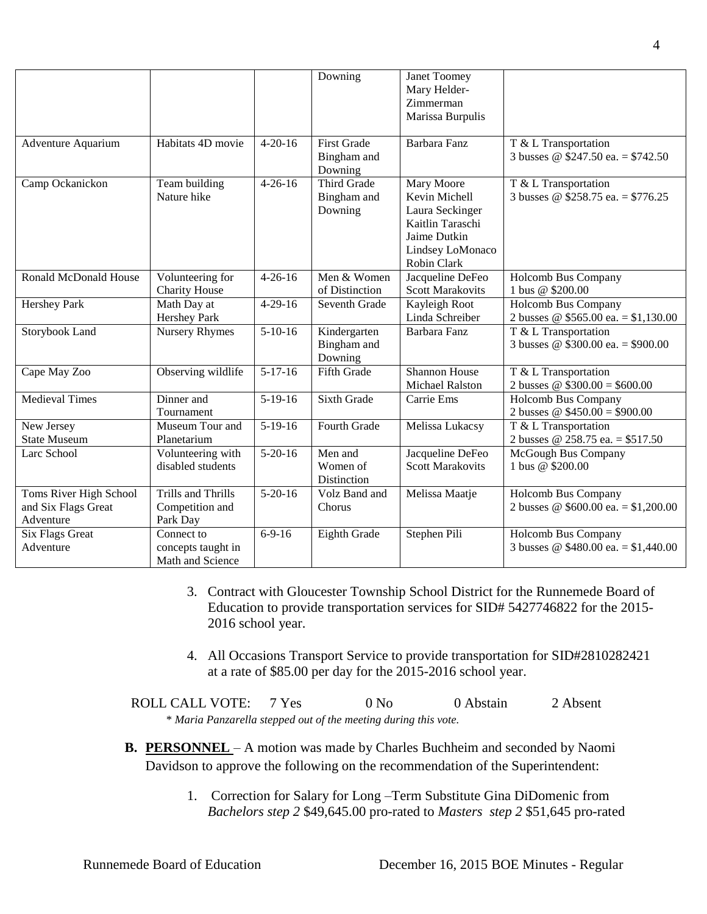| | | | Downing | Janet Toomey<br>Mary Helder-Zimmerman<br>Marissa Burpulis | |
|---|---|---|---|---|---|
| Adventure Aquarium | Habitats 4D movie | 4-20-16 | First Grade Bingham and Downing | Barbara Fanz | T & L Transportation<br>3 busses @ $247.50 ea. = $742.50 |
| Camp Ockanickon | Team building<br>Nature hike | 4-26-16 | Third Grade Bingham and Downing | Mary Moore<br>Kevin Michell<br>Laura Seckinger<br>Kaitlin Taraschi<br>Jaime Dutkin<br>Lindsey LoMonaco<br>Robin Clark | T & L Transportation<br>3 busses @ $258.75 ea. = $776.25 |
| Ronald McDonald House | Volunteering for Charity House | 4-26-16 | Men & Women of Distinction | Jacqueline DeFeo<br>Scott Marakovits | Holcomb Bus Company<br>1 bus @ $200.00 |
| Hershey Park | Math Day at Hershey Park | 4-29-16 | Seventh Grade | Kayleigh Root<br>Linda Schreiber | Holcomb Bus Company<br>2 busses @ $565.00 ea. = $1,130.00 |
| Storybook Land | Nursery Rhymes | 5-10-16 | Kindergarten Bingham and Downing | Barbara Fanz | T & L Transportation<br>3 busses @ $300.00 ea. = $900.00 |
| Cape May Zoo | Observing wildlife | 5-17-16 | Fifth Grade | Shannon House<br>Michael Ralston | T & L Transportation<br>2 busses @ $300.00 = $600.00 |
| Medieval Times | Dinner and Tournament | 5-19-16 | Sixth Grade | Carrie Ems | Holcomb Bus Company<br>2 busses @ $450.00 = $900.00 |
| New Jersey State Museum | Museum Tour and Planetarium | 5-19-16 | Fourth Grade | Melissa Lukacsy | T & L Transportation<br>2 busses @ 258.75 ea. = $517.50 |
| Larc School | Volunteering with disabled students | 5-20-16 | Men and Women of Distinction | Jacqueline DeFeo<br>Scott Marakovits | McGough Bus Company<br>1 bus @ $200.00 |
| Toms River High School and Six Flags Great Adventure | Trills and Thrills Competition and Park Day | 5-20-16 | Volz Band and Chorus | Melissa Maatje | Holcomb Bus Company<br>2 busses @ $600.00 ea. = $1,200.00 |
| Six Flags Great Adventure | Connect to concepts taught in Math and Science | 6-9-16 | Eighth Grade | Stephen Pili | Holcomb Bus Company<br>3 busses @ $480.00 ea. = $1,440.00 |

3. Contract with Gloucester Township School District for the Runnemede Board of Education to provide transportation services for SID# 5427746822 for the 2015-2016 school year.

4. All Occasions Transport Service to provide transportation for SID#2810282421 at a rate of $85.00 per day for the 2015-2016 school year.

ROLL CALL VOTE: 7 Yes 0 No 0 Abstain 2 Absent

*\* Maria Panzarella stepped out of the meeting during this vote.*

**B. PERSONNEL** – A motion was made by Charles Buchheim and seconded by Naomi Davidson to approve the following on the recommendation of the Superintendent:

1. Correction for Salary for Long –Term Substitute Gina DiDomenic from *Bachelors step 2* $49,645.00 pro-rated to *Masters step 2* $51,645 pro-rated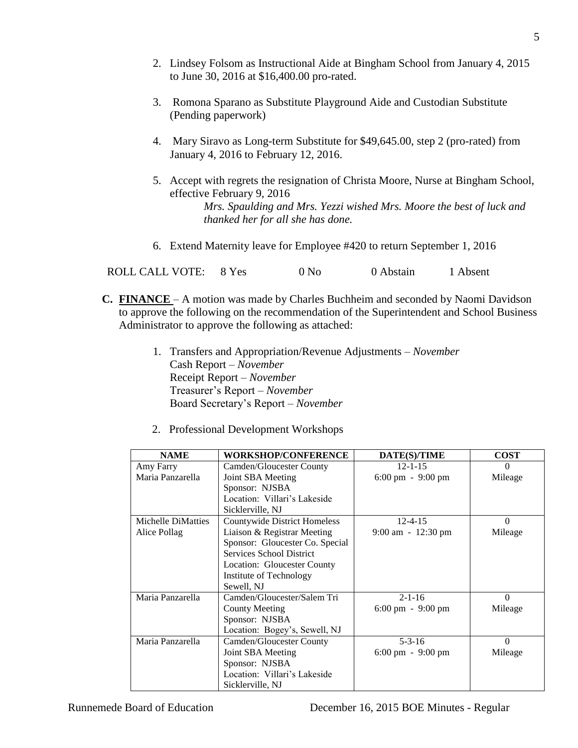2. Lindsey Folsom as Instructional Aide at Bingham School from January 4, 2015 to June 30, 2016 at $16,400.00 pro-rated.

3. Romona Sparano as Substitute Playground Aide and Custodian Substitute (Pending paperwork)

4. Mary Siravo as Long-term Substitute for $49,645.00, step 2 (pro-rated) from January 4, 2016 to February 12, 2016.

5. Accept with regrets the resignation of Christa Moore, Nurse at Bingham School, effective February 9, 2016

   *Mrs. Spaulding and Mrs. Yezzi wished Mrs. Moore the best of luck and thanked her for all she has done.*

6. Extend Maternity leave for Employee #420 to return September 1, 2016

ROLL CALL VOTE: 8 Yes 0 No 0 Abstain 1 Absent

**C. FINANCE** – A motion was made by Charles Buchheim and seconded by Naomi Davidson to approve the following on the recommendation of the Superintendent and School Business Administrator to approve the following as attached:

1. Transfers and Appropriation/Revenue Adjustments – *November*
   Cash Report – *November*
   Receipt Report – *November*
   Treasurer's Report – *November*
   Board Secretary's Report – *November*

2. Professional Development Workshops

| NAME | WORKSHOP/CONFERENCE | DATE(S)/TIME | COST |
|---|---|---|---|
| Amy Farry<br>Maria Panzarella | Camden/Gloucester County Joint SBA Meeting<br>Sponsor: NJSBA<br>Location: Villari's Lakeside Sicklerville, NJ | 12-1-15<br>6:00 pm - 9:00 pm | 0<br>Mileage |
| Michelle DiMatties<br>Alice Pollag | Countywide District Homeless Liaison & Registrar Meeting<br>Sponsor: Gloucester Co. Special Services School District<br>Location: Gloucester County Institute of Technology Sewell, NJ | 12-4-15<br>9:00 am - 12:30 pm | 0<br>Mileage |
| Maria Panzarella | Camden/Gloucester/Salem Tri County Meeting<br>Sponsor: NJSBA<br>Location: Bogey's, Sewell, NJ | 2-1-16<br>6:00 pm - 9:00 pm | 0<br>Mileage |
| Maria Panzarella | Camden/Gloucester County Joint SBA Meeting<br>Sponsor: NJSBA<br>Location: Villari's Lakeside Sicklerville, NJ | 5-3-16<br>6:00 pm - 9:00 pm | 0<br>Mileage |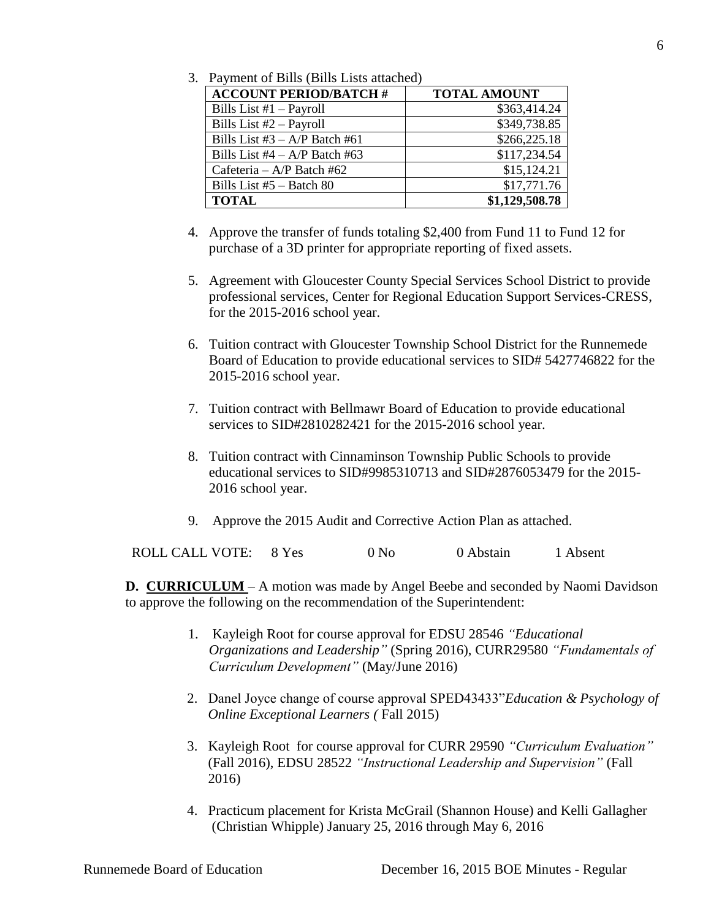3. Payment of Bills (Bills Lists attached)

| ACCOUNT PERIOD/BATCH # | TOTAL AMOUNT |
|---|---|
| Bills List #1 – Payroll | $363,414.24 |
| Bills List #2 – Payroll | $349,738.85 |
| Bills List #3 – A/P Batch #61 | $266,225.18 |
| Bills List #4 – A/P Batch #63 | $117,234.54 |
| Cafeteria – A/P Batch #62 | $15,124.21 |
| Bills List #5 – Batch 80 | $17,771.76 |
| **TOTAL** | **$1,129,508.78** |

4. Approve the transfer of funds totaling $2,400 from Fund 11 to Fund 12 for purchase of a 3D printer for appropriate reporting of fixed assets.

5. Agreement with Gloucester County Special Services School District to provide professional services, Center for Regional Education Support Services-CRESS, for the 2015-2016 school year.

6. Tuition contract with Gloucester Township School District for the Runnemede Board of Education to provide educational services to SID# 5427746822 for the 2015-2016 school year.

7. Tuition contract with Bellmawr Board of Education to provide educational services to SID#2810282421 for the 2015-2016 school year.

8. Tuition contract with Cinnaminson Township Public Schools to provide educational services to SID#9985310713 and SID#2876053479 for the 2015-2016 school year.

9. Approve the 2015 Audit and Corrective Action Plan as attached.

ROLL CALL VOTE: 8 Yes 0 No 0 Abstain 1 Absent

**D. CURRICULUM** – A motion was made by Angel Beebe and seconded by Naomi Davidson to approve the following on the recommendation of the Superintendent:

1. Kayleigh Root for course approval for EDSU 28546 *"Educational Organizations and Leadership"* (Spring 2016), CURR29580 *"Fundamentals of Curriculum Development"* (May/June 2016)

2. Danel Joyce change of course approval SPED43433"*Education & Psychology of Online Exceptional Learners (* Fall 2015)

3. Kayleigh Root for course approval for CURR 29590 *"Curriculum Evaluation"* (Fall 2016), EDSU 28522 *"Instructional Leadership and Supervision"* (Fall 2016)

4. Practicum placement for Krista McGrail (Shannon House) and Kelli Gallagher (Christian Whipple) January 25, 2016 through May 6, 2016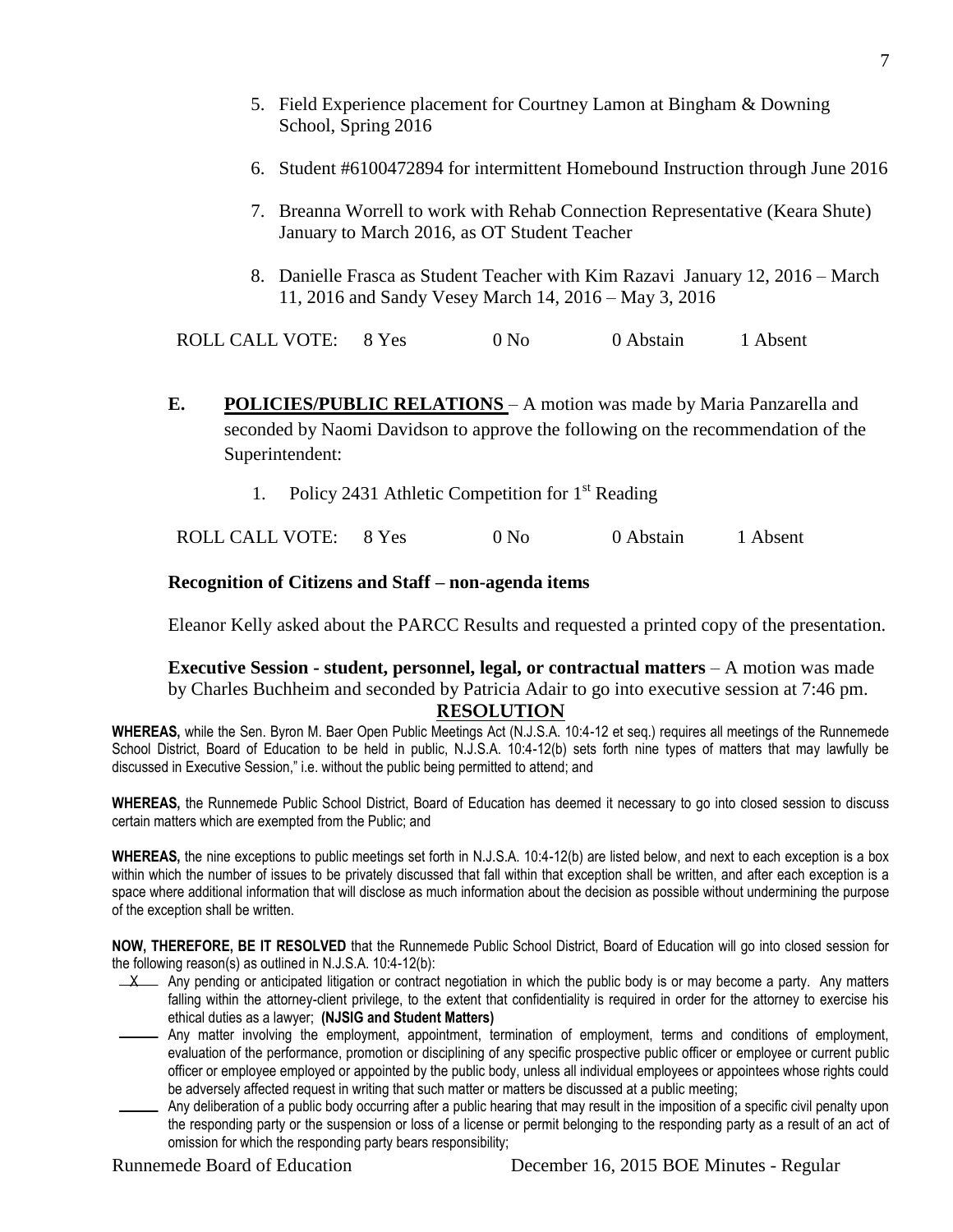5. Field Experience placement for Courtney Lamon at Bingham & Downing School, Spring 2016

6. Student #6100472894 for intermittent Homebound Instruction through June 2016

7. Breanna Worrell to work with Rehab Connection Representative (Keara Shute) January to March 2016, as OT Student Teacher

8. Danielle Frasca as Student Teacher with Kim Razavi January 12, 2016 – March 11, 2016 and Sandy Vesey March 14, 2016 – May 3, 2016

ROLL CALL VOTE: 8 Yes 0 No 0 Abstain 1 Absent

**E.** **POLICIES/PUBLIC RELATIONS** – A motion was made by Maria Panzarella and seconded by Naomi Davidson to approve the following on the recommendation of the Superintendent:

1. Policy 2431 Athletic Competition for 1st Reading

ROLL CALL VOTE: 8 Yes 0 No 0 Abstain 1 Absent

**Recognition of Citizens and Staff – non-agenda items**

Eleanor Kelly asked about the PARCC Results and requested a printed copy of the presentation.

**Executive Session - student, personnel, legal, or contractual matters** – A motion was made by Charles Buchheim and seconded by Patricia Adair to go into executive session at 7:46 pm.

## RESOLUTION

**WHEREAS,** while the Sen. Byron M. Baer Open Public Meetings Act (N.J.S.A. 10:4-12 et seq.) requires all meetings of the Runnemede School District, Board of Education to be held in public, N.J.S.A. 10:4-12(b) sets forth nine types of matters that may lawfully be discussed in Executive Session," i.e. without the public being permitted to attend; and

**WHEREAS,** the Runnemede Public School District, Board of Education has deemed it necessary to go into closed session to discuss certain matters which are exempted from the Public; and

**WHEREAS,** the nine exceptions to public meetings set forth in N.J.S.A. 10:4-12(b) are listed below, and next to each exception is a box within which the number of issues to be privately discussed that fall within that exception shall be written, and after each exception is a space where additional information that will disclose as much information about the decision as possible without undermining the purpose of the exception shall be written.

**NOW, THEREFORE, BE IT RESOLVED** that the Runnemede Public School District, Board of Education will go into closed session for the following reason(s) as outlined in N.J.S.A. 10:4-12(b):

\_X\_ Any pending or anticipated litigation or contract negotiation in which the public body is or may become a party. Any matters falling within the attorney-client privilege, to the extent that confidentiality is required in order for the attorney to exercise his ethical duties as a lawyer; **(NJSIG and Student Matters)**

\_\_\_\_ Any matter involving the employment, appointment, termination of employment, terms and conditions of employment, evaluation of the performance, promotion or disciplining of any specific prospective public officer or employee or current public officer or employee employed or appointed by the public body, unless all individual employees or appointees whose rights could be adversely affected request in writing that such matter or matters be discussed at a public meeting;

\_\_\_\_ Any deliberation of a public body occurring after a public hearing that may result in the imposition of a specific civil penalty upon the responding party or the suspension or loss of a license or permit belonging to the responding party as a result of an act of omission for which the responding party bears responsibility;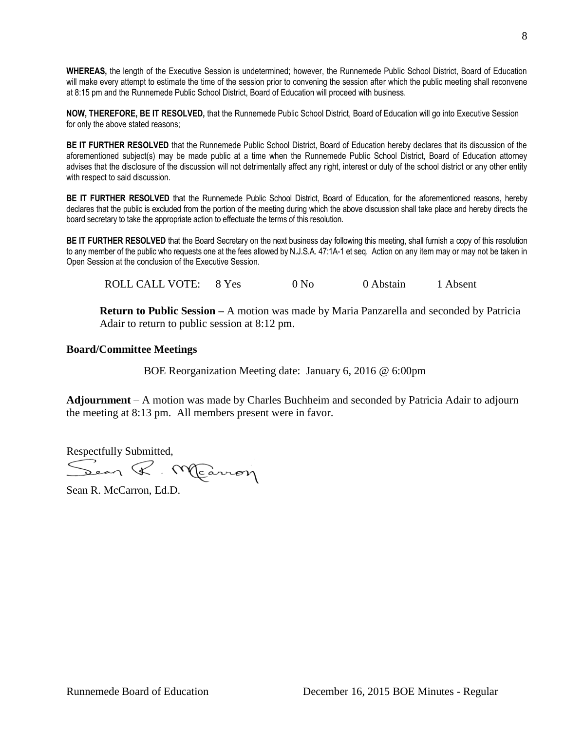**WHEREAS,** the length of the Executive Session is undetermined; however, the Runnemede Public School District, Board of Education will make every attempt to estimate the time of the session prior to convening the session after which the public meeting shall reconvene at 8:15 pm and the Runnemede Public School District, Board of Education will proceed with business.

**NOW, THEREFORE, BE IT RESOLVED,** that the Runnemede Public School District, Board of Education will go into Executive Session for only the above stated reasons;

**BE IT FURTHER RESOLVED** that the Runnemede Public School District, Board of Education hereby declares that its discussion of the aforementioned subject(s) may be made public at a time when the Runnemede Public School District, Board of Education attorney advises that the disclosure of the discussion will not detrimentally affect any right, interest or duty of the school district or any other entity with respect to said discussion.

**BE IT FURTHER RESOLVED** that the Runnemede Public School District, Board of Education, for the aforementioned reasons, hereby declares that the public is excluded from the portion of the meeting during which the above discussion shall take place and hereby directs the board secretary to take the appropriate action to effectuate the terms of this resolution.

**BE IT FURTHER RESOLVED** that the Board Secretary on the next business day following this meeting, shall furnish a copy of this resolution to any member of the public who requests one at the fees allowed by N.J.S.A. 47:1A-1 et seq. Action on any item may or may not be taken in Open Session at the conclusion of the Executive Session.

ROLL CALL VOTE: 8 Yes 0 No 0 Abstain 1 Absent

**Return to Public Session –** A motion was made by Maria Panzarella and seconded by Patricia Adair to return to public session at 8:12 pm.

**Board/Committee Meetings**

BOE Reorganization Meeting date: January 6, 2016 @ 6:00pm

**Adjournment** – A motion was made by Charles Buchheim and seconded by Patricia Adair to adjourn the meeting at 8:13 pm. All members present were in favor.

Respectfully Submitted,

Sean R. McCarron

Sean R. McCarron, Ed.D.